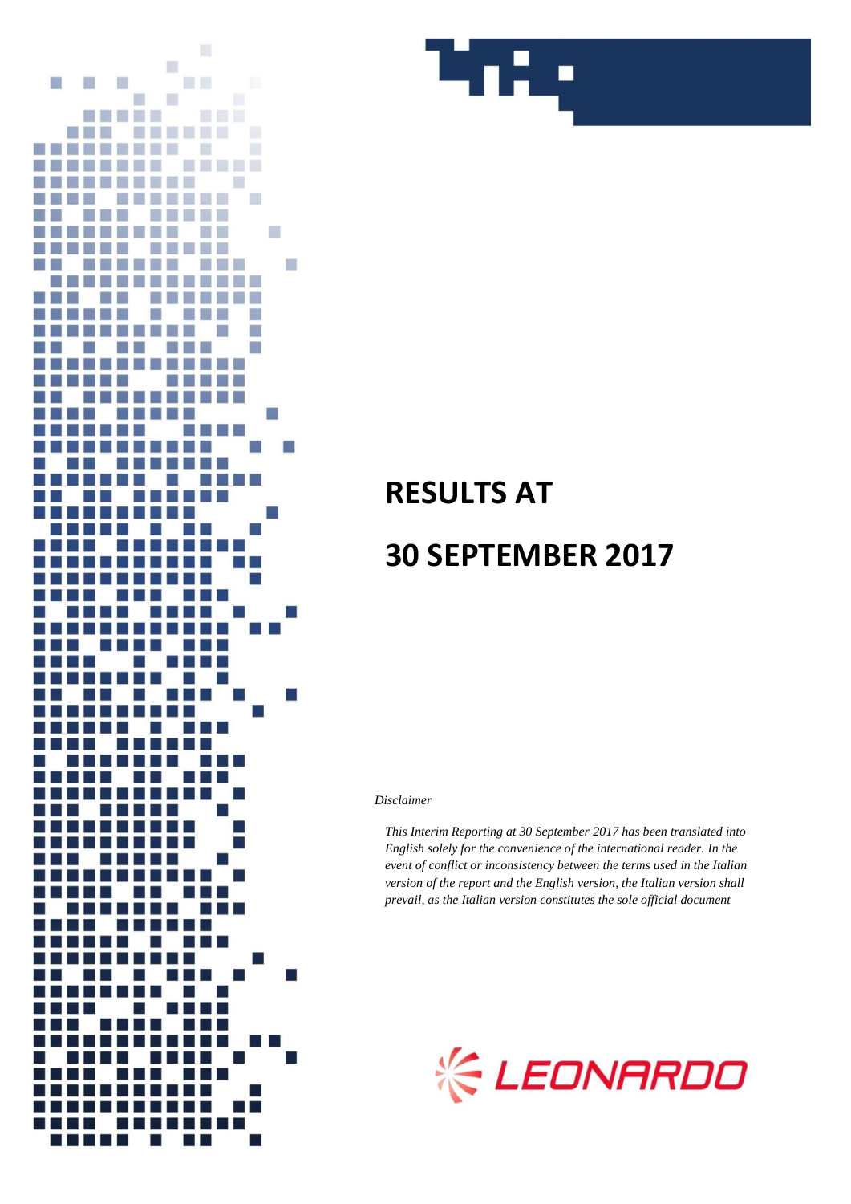# RESULTS AT

# 30 SEPTEMBER 2017

*Disclaimer*

*This Interim Reporting at 30 September 2017 has been translated into English solely for the convenience of the international reader. In the event of conflict or inconsistency between the terms used in the Italian version of the report and the English version, the Italian version shall prevail, as the Italian version constitutes the sole official document*

LEONARDO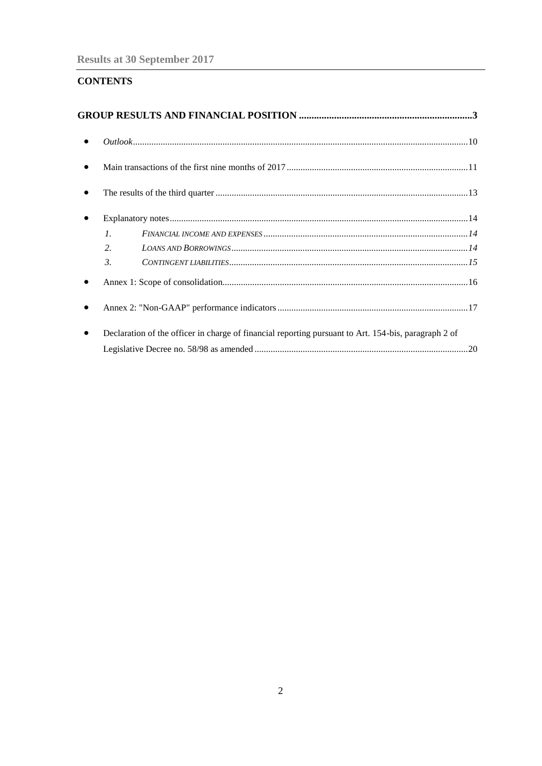## CONTENTS

**GROUP RESULTS AND FINANCIAL POSITION ..................................................................3**

- *Outlook*..........................................................................................................................10
- Main transactions of the first nine months of 2017.......................................................11
- The results of the third quarter.......................................................................................13
- Explanatory notes...........................................................................................................14
  1. *FINANCIAL INCOME AND EXPENSES*.........................................................................*14*
  2. *LOANS AND BORROWINGS*..........................................................................................*14*
  3. *CONTINGENT LIABILITIES*..........................................................................................*15*
- Annex 1: Scope of consolidation.....................................................................................16
- Annex 2: "Non-GAAP" performance indicators..............................................................17
- Declaration of the officer in charge of financial reporting pursuant to Art. 154-bis, paragraph 2 of Legislative Decree no. 58/98 as amended.........................................................................20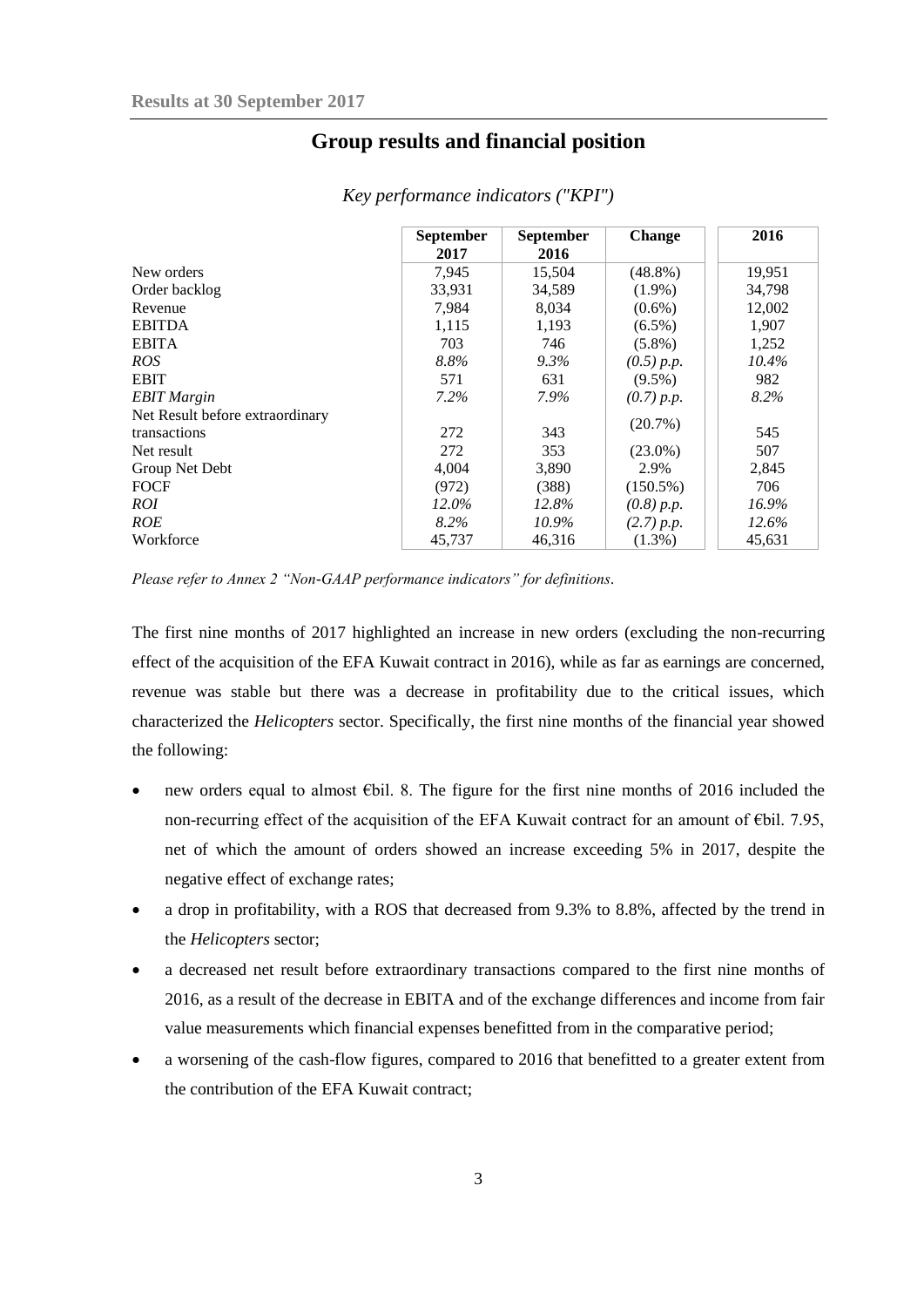**Results at 30 September 2017**

## Group results and financial position

*Key performance indicators ("KPI")*

| | September 2017 | September 2016 | Change | 2016 |
|---|---|---|---|---|
| New orders | 7,945 | 15,504 | (48.8%) | 19,951 |
| Order backlog | 33,931 | 34,589 | (1.9%) | 34,798 |
| Revenue | 7,984 | 8,034 | (0.6%) | 12,002 |
| EBITDA | 1,115 | 1,193 | (6.5%) | 1,907 |
| EBITA | 703 | 746 | (5.8%) | 1,252 |
| *ROS* | *8.8%* | *9.3%* | *(0.5) p.p.* | *10.4%* |
| EBIT | 571 | 631 | (9.5%) | 982 |
| *EBIT Margin* | *7.2%* | *7.9%* | *(0.7) p.p.* | *8.2%* |
| Net Result before extraordinary transactions | 272 | 343 | (20.7%) | 545 |
| Net result | 272 | 353 | (23.0%) | 507 |
| Group Net Debt | 4,004 | 3,890 | 2.9% | 2,845 |
| FOCF | (972) | (388) | (150.5%) | 706 |
| *ROI* | *12.0%* | *12.8%* | *(0.8) p.p.* | *16.9%* |
| *ROE* | *8.2%* | *10.9%* | *(2.7) p.p.* | *12.6%* |
| Workforce | 45,737 | 46,316 | (1.3%) | 45,631 |

*Please refer to Annex 2 "Non-GAAP performance indicators" for definitions.*

The first nine months of 2017 highlighted an increase in new orders (excluding the non-recurring effect of the acquisition of the EFA Kuwait contract in 2016), while as far as earnings are concerned, revenue was stable but there was a decrease in profitability due to the critical issues, which characterized the *Helicopters* sector. Specifically, the first nine months of the financial year showed the following:

- new orders equal to almost €bil. 8. The figure for the first nine months of 2016 included the non-recurring effect of the acquisition of the EFA Kuwait contract for an amount of €bil. 7.95, net of which the amount of orders showed an increase exceeding 5% in 2017, despite the negative effect of exchange rates;
- a drop in profitability, with a ROS that decreased from 9.3% to 8.8%, affected by the trend in the *Helicopters* sector;
- a decreased net result before extraordinary transactions compared to the first nine months of 2016, as a result of the decrease in EBITA and of the exchange differences and income from fair value measurements which financial expenses benefitted from in the comparative period;
- a worsening of the cash-flow figures, compared to 2016 that benefitted to a greater extent from the contribution of the EFA Kuwait contract;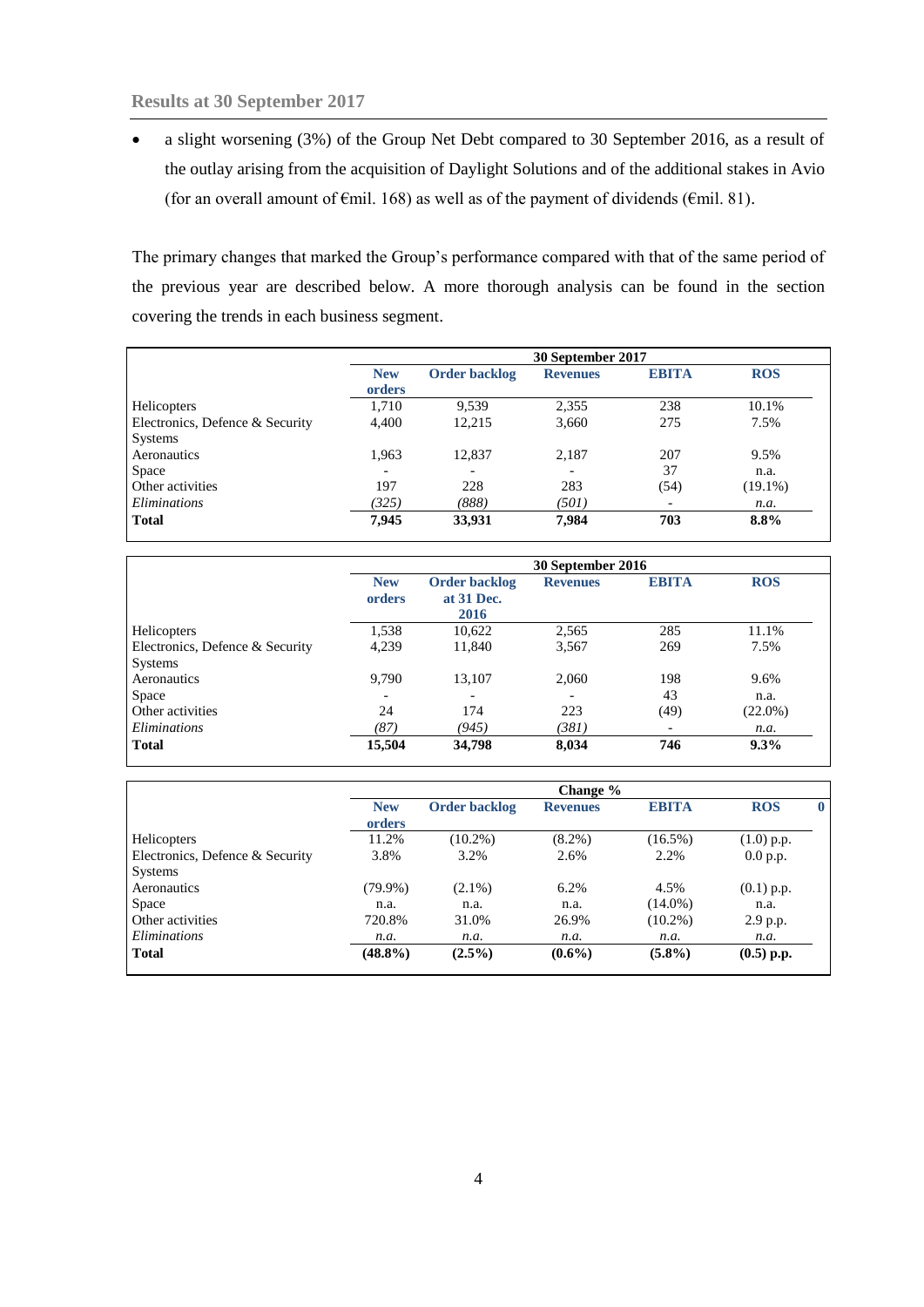- a slight worsening (3%) of the Group Net Debt compared to 30 September 2016, as a result of the outlay arising from the acquisition of Daylight Solutions and of the additional stakes in Avio (for an overall amount of €mil. 168) as well as of the payment of dividends (€mil. 81).

The primary changes that marked the Group's performance compared with that of the same period of the previous year are described below. A more thorough analysis can be found in the section covering the trends in each business segment.

| | 30 September 2017 | | | | |
|---|---|---|---|---|---|
| | **New orders** | **Order backlog** | **Revenues** | **EBITA** | **ROS** |
| Helicopters | 1,710 | 9,539 | 2,355 | 238 | 10.1% |
| Electronics, Defence & Security Systems | 4,400 | 12,215 | 3,660 | 275 | 7.5% |
| Aeronautics | 1,963 | 12,837 | 2,187 | 207 | 9.5% |
| Space | - | - | - | 37 | n.a. |
| Other activities | 197 | 228 | 283 | (54) | (19.1%) |
| *Eliminations* | *(325)* | *(888)* | *(501)* | - | *n.a.* |
| **Total** | **7,945** | **33,931** | **7,984** | **703** | **8.8%** |

| | 30 September 2016 | | | | |
|---|---|---|---|---|---|
| | **New orders** | **Order backlog at 31 Dec. 2016** | **Revenues** | **EBITA** | **ROS** |
| Helicopters | 1,538 | 10,622 | 2,565 | 285 | 11.1% |
| Electronics, Defence & Security Systems | 4,239 | 11,840 | 3,567 | 269 | 7.5% |
| Aeronautics | 9,790 | 13,107 | 2,060 | 198 | 9.6% |
| Space | - | - | - | 43 | n.a. |
| Other activities | 24 | 174 | 223 | (49) | (22.0%) |
| *Eliminations* | *(87)* | *(945)* | *(381)* | - | *n.a.* |
| **Total** | **15,504** | **34,798** | **8,034** | **746** | **9.3%** |

| | Change % | | | | |
|---|---|---|---|---|---|
| | **New orders** | **Order backlog** | **Revenues** | **EBITA** | **ROS** |
| Helicopters | 11.2% | (10.2%) | (8.2%) | (16.5%) | (1.0) p.p. |
| Electronics, Defence & Security Systems | 3.8% | 3.2% | 2.6% | 2.2% | 0.0 p.p. |
| Aeronautics | (79.9%) | (2.1%) | 6.2% | 4.5% | (0.1) p.p. |
| Space | n.a. | n.a. | n.a. | (14.0%) | n.a. |
| Other activities | 720.8% | 31.0% | 26.9% | (10.2%) | 2.9 p.p. |
| *Eliminations* | *n.a.* | *n.a.* | *n.a.* | *n.a.* | *n.a.* |
| **Total** | **(48.8%)** | **(2.5%)** | **(0.6%)** | **(5.8%)** | **(0.5) p.p.** |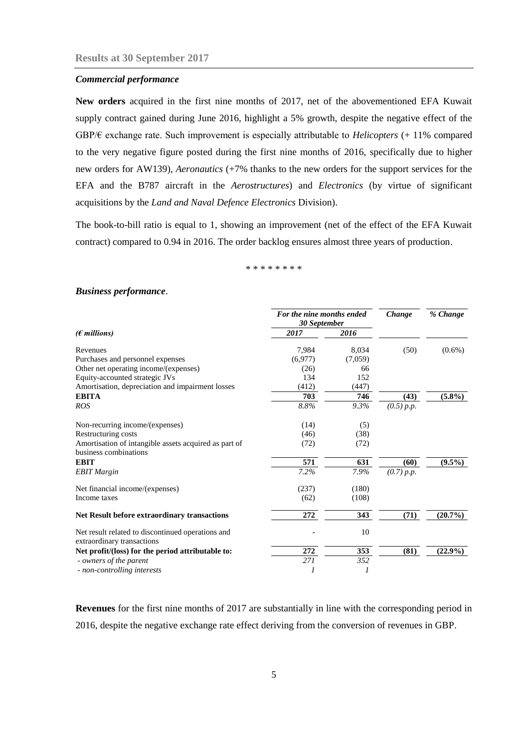## Results at 30 September 2017

### *Commercial performance*

**New orders** acquired in the first nine months of 2017, net of the abovementioned EFA Kuwait supply contract gained during June 2016, highlight a 5% growth, despite the negative effect of the GBP/€ exchange rate. Such improvement is especially attributable to *Helicopters* (+ 11% compared to the very negative figure posted during the first nine months of 2016, specifically due to higher new orders for AW139), *Aeronautics* (+7% thanks to the new orders for the support services for the EFA and the B787 aircraft in the *Aerostructures*) and *Electronics* (by virtue of significant acquisitions by the *Land and Naval Defence Electronics* Division).

The book-to-bill ratio is equal to 1, showing an improvement (net of the effect of the EFA Kuwait contract) compared to 0.94 in 2016. The order backlog ensures almost three years of production.

\* \* \* \* \* \* \* \*

### *Business performance*.

| *(€ millions)* | *For the nine months ended 30 September* 2017 | 2016 | *Change* | *% Change* |
|---|---|---|---|---|
| Revenues | 7,984 | 8,034 | (50) | (0.6%) |
| Purchases and personnel expenses | (6,977) | (7,059) | | |
| Other net operating income/(expenses) | (26) | 66 | | |
| Equity-accounted strategic JVs | 134 | 152 | | |
| Amortisation, depreciation and impairment losses | (412) | (447) | | |
| **EBITA** | **703** | **746** | **(43)** | **(5.8%)** |
| *ROS* | *8.8%* | *9.3%* | *(0.5) p.p.* | |
| Non-recurring income/(expenses) | (14) | (5) | | |
| Restructuring costs | (46) | (38) | | |
| Amortisation of intangible assets acquired as part of business combinations | (72) | (72) | | |
| **EBIT** | **571** | **631** | **(60)** | **(9.5%)** |
| *EBIT Margin* | *7.2%* | *7.9%* | *(0.7) p.p.* | |
| Net financial income/(expenses) | (237) | (180) | | |
| Income taxes | (62) | (108) | | |
| **Net Result before extraordinary transactions** | **272** | **343** | **(71)** | **(20.7%)** |
| Net result related to discontinued operations and extraordinary transactions | - | 10 | | |
| **Net profit/(loss) for the period attributable to:** | **272** | **353** | **(81)** | **(22.9%)** |
| *- owners of the parent* | *271* | *352* | | |
| *- non-controlling interests* | *1* | *1* | | |

**Revenues** for the first nine months of 2017 are substantially in line with the corresponding period in 2016, despite the negative exchange rate effect deriving from the conversion of revenues in GBP.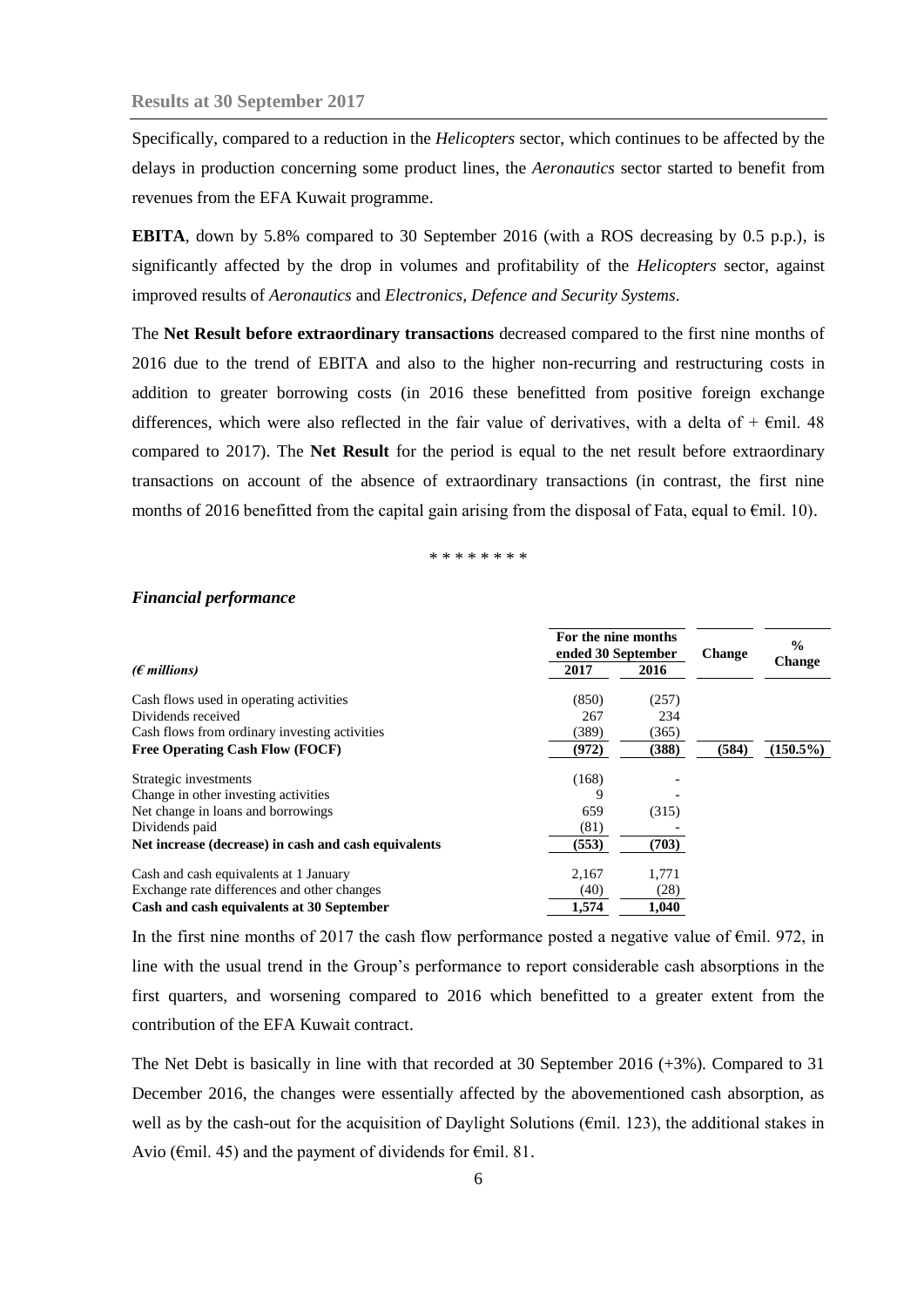Specifically, compared to a reduction in the *Helicopters* sector, which continues to be affected by the delays in production concerning some product lines, the *Aeronautics* sector started to benefit from revenues from the EFA Kuwait programme.

**EBITA**, down by 5.8% compared to 30 September 2016 (with a ROS decreasing by 0.5 p.p.), is significantly affected by the drop in volumes and profitability of the *Helicopters* sector, against improved results of *Aeronautics* and *Electronics, Defence and Security Systems*.

The **Net Result before extraordinary transactions** decreased compared to the first nine months of 2016 due to the trend of EBITA and also to the higher non-recurring and restructuring costs in addition to greater borrowing costs (in 2016 these benefitted from positive foreign exchange differences, which were also reflected in the fair value of derivatives, with a delta of + €mil. 48 compared to 2017). The **Net Result** for the period is equal to the net result before extraordinary transactions on account of the absence of extraordinary transactions (in contrast, the first nine months of 2016 benefitted from the capital gain arising from the disposal of Fata, equal to €mil. 10).

\* \* \* \* \* \* \* \*

### *Financial performance*

| *(€ millions)* | For the nine months ended 30 September | | Change | % Change |
|---|---|---|---|---|
| | 2017 | 2016 | | |
| Cash flows used in operating activities | (850) | (257) | | |
| Dividends received | 267 | 234 | | |
| Cash flows from ordinary investing activities | (389) | (365) | | |
| **Free Operating Cash Flow (FOCF)** | **(972)** | **(388)** | **(584)** | **(150.5%)** |
| Strategic investments | (168) | - | | |
| Change in other investing activities | 9 | - | | |
| Net change in loans and borrowings | 659 | (315) | | |
| Dividends paid | (81) | - | | |
| **Net increase (decrease) in cash and cash equivalents** | **(553)** | **(703)** | | |
| Cash and cash equivalents at 1 January | 2,167 | 1,771 | | |
| Exchange rate differences and other changes | (40) | (28) | | |
| **Cash and cash equivalents at 30 September** | **1,574** | **1,040** | | |

In the first nine months of 2017 the cash flow performance posted a negative value of €mil. 972, in line with the usual trend in the Group's performance to report considerable cash absorptions in the first quarters, and worsening compared to 2016 which benefitted to a greater extent from the contribution of the EFA Kuwait contract.

The Net Debt is basically in line with that recorded at 30 September 2016 (+3%). Compared to 31 December 2016, the changes were essentially affected by the abovementioned cash absorption, as well as by the cash-out for the acquisition of Daylight Solutions (€mil. 123), the additional stakes in Avio (€mil. 45) and the payment of dividends for €mil. 81.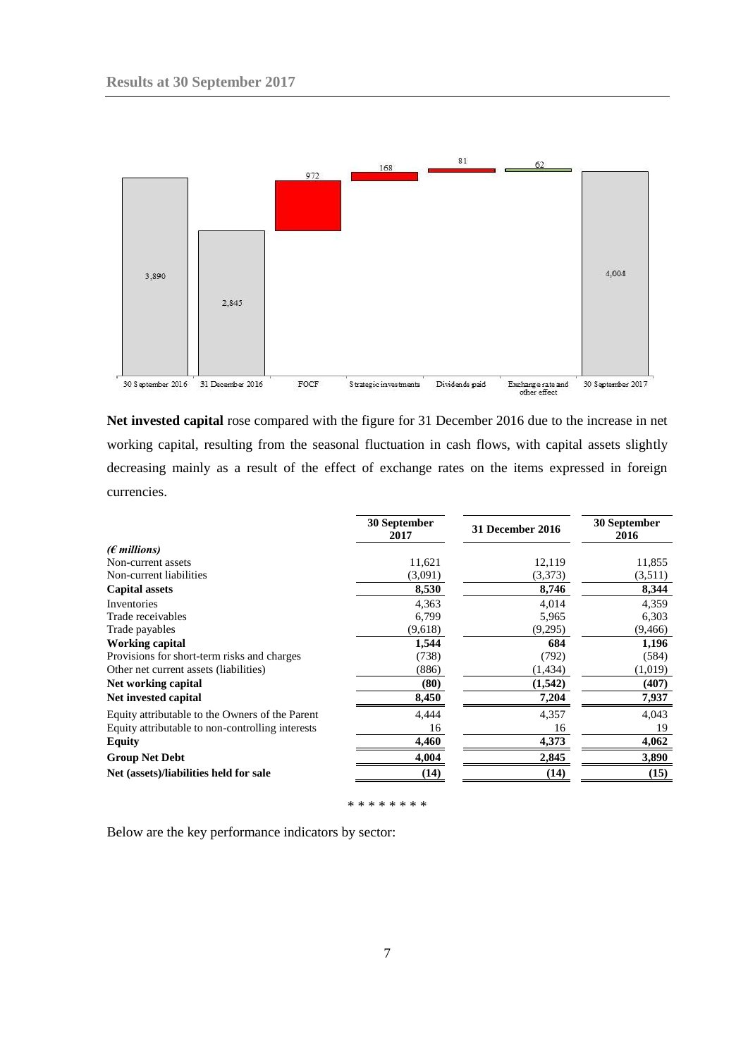Net invested capital rose compared with the figure for 31 December 2016 due to the increase in net working capital, resulting from the seasonal fluctuation in cash flows, with capital assets slightly decreasing mainly as a result of the effect of exchange rates on the items expressed in foreign currencies.

| (€ millions) | 30 September 2017 | 31 December 2016 | 30 September 2016 |
|---|---|---|---|
| Non-current assets | 11,621 | 12,119 | 11,855 |
| Non-current liabilities | (3,091) | (3,373) | (3,511) |
| **Capital assets** | **8,530** | **8,746** | **8,344** |
| Inventories | 4,363 | 4,014 | 4,359 |
| Trade receivables | 6,799 | 5,965 | 6,303 |
| Trade payables | (9,618) | (9,295) | (9,466) |
| **Working capital** | **1,544** | **684** | **1,196** |
| Provisions for short-term risks and charges | (738) | (792) | (584) |
| Other net current assets (liabilities) | (886) | (1,434) | (1,019) |
| **Net working capital** | **(80)** | **(1,542)** | **(407)** |
| **Net invested capital** | **8,450** | **7,204** | **7,937** |
| Equity attributable to the Owners of the Parent | 4,444 | 4,357 | 4,043 |
| Equity attributable to non-controlling interests | 16 | 16 | 19 |
| **Equity** | **4,460** | **4,373** | **4,062** |
| **Group Net Debt** | **4,004** | **2,845** | **3,890** |
| **Net (assets)/liabilities held for sale** | **(14)** | **(14)** | **(15)** |

\* \* \* \* \* \* \* \*

Below are the key performance indicators by sector: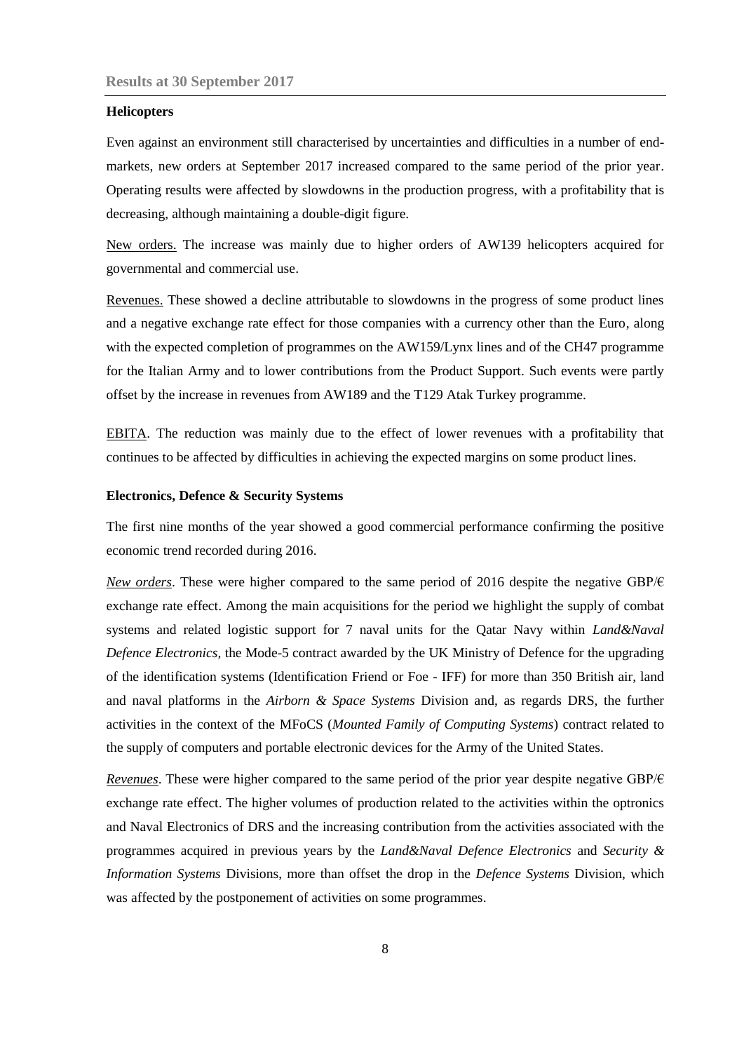### Helicopters

Even against an environment still characterised by uncertainties and difficulties in a number of end-markets, new orders at September 2017 increased compared to the same period of the prior year. Operating results were affected by slowdowns in the production progress, with a profitability that is decreasing, although maintaining a double-digit figure.

New orders. The increase was mainly due to higher orders of AW139 helicopters acquired for governmental and commercial use.

Revenues. These showed a decline attributable to slowdowns in the progress of some product lines and a negative exchange rate effect for those companies with a currency other than the Euro, along with the expected completion of programmes on the AW159/Lynx lines and of the CH47 programme for the Italian Army and to lower contributions from the Product Support. Such events were partly offset by the increase in revenues from AW189 and the T129 Atak Turkey programme.

EBITA. The reduction was mainly due to the effect of lower revenues with a profitability that continues to be affected by difficulties in achieving the expected margins on some product lines.

### Electronics, Defence & Security Systems

The first nine months of the year showed a good commercial performance confirming the positive economic trend recorded during 2016.

*New orders*. These were higher compared to the same period of 2016 despite the negative GBP/€ exchange rate effect. Among the main acquisitions for the period we highlight the supply of combat systems and related logistic support for 7 naval units for the Qatar Navy within *Land&Naval Defence Electronics,* the Mode-5 contract awarded by the UK Ministry of Defence for the upgrading of the identification systems (Identification Friend or Foe - IFF) for more than 350 British air, land and naval platforms in the *Airborn & Space Systems* Division and, as regards DRS, the further activities in the context of the MFoCS (*Mounted Family of Computing Systems*) contract related to the supply of computers and portable electronic devices for the Army of the United States.

*Revenues*. These were higher compared to the same period of the prior year despite negative GBP/€ exchange rate effect. The higher volumes of production related to the activities within the optronics and Naval Electronics of DRS and the increasing contribution from the activities associated with the programmes acquired in previous years by the *Land&Naval Defence Electronics* and *Security & Information Systems* Divisions, more than offset the drop in the *Defence Systems* Division, which was affected by the postponement of activities on some programmes.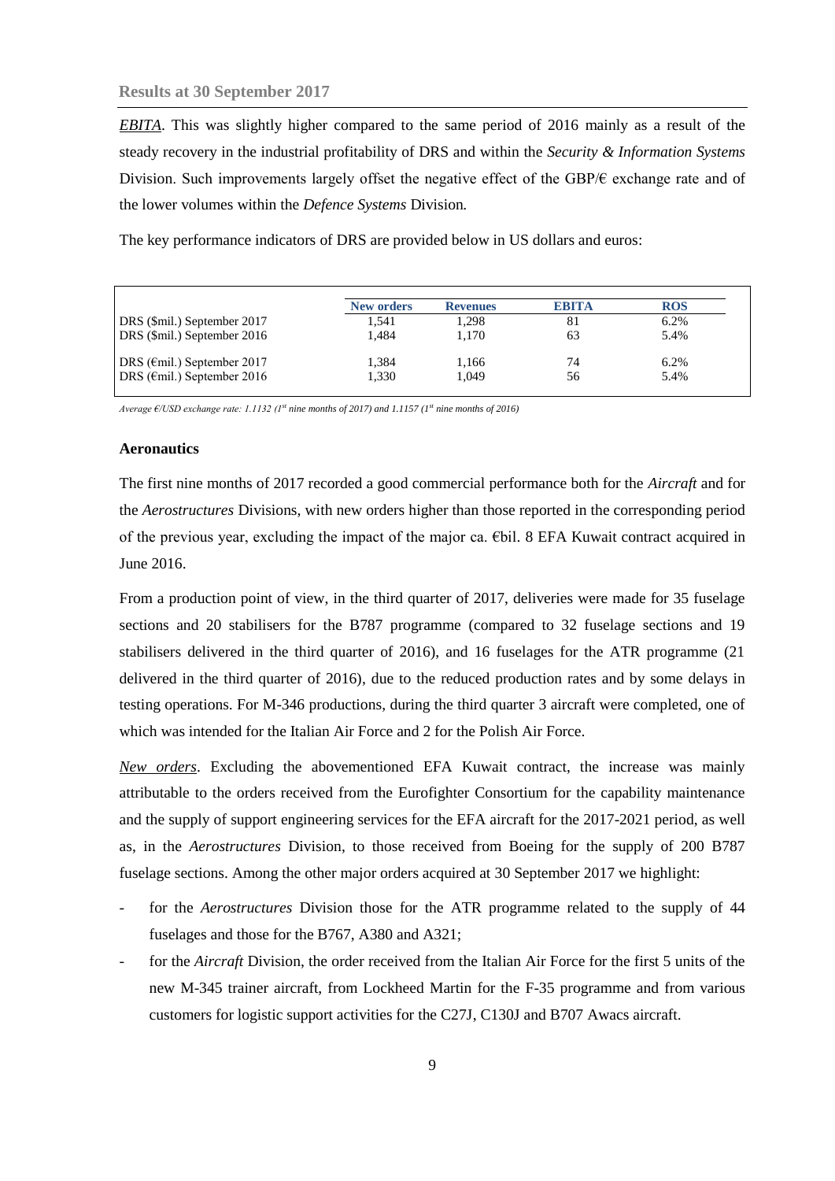*EBITA*. This was slightly higher compared to the same period of 2016 mainly as a result of the steady recovery in the industrial profitability of DRS and within the *Security & Information Systems* Division. Such improvements largely offset the negative effect of the GBP/€ exchange rate and of the lower volumes within the *Defence Systems* Division.

The key performance indicators of DRS are provided below in US dollars and euros:

| | New orders | Revenues | EBITA | ROS |
|---|---|---|---|---|
| DRS ($mil.) September 2017 | 1,541 | 1,298 | 81 | 6.2% |
| DRS ($mil.) September 2016 | 1,484 | 1,170 | 63 | 5.4% |
| DRS (€mil.) September 2017 | 1,384 | 1,166 | 74 | 6.2% |
| DRS (€mil.) September 2016 | 1,330 | 1,049 | 56 | 5.4% |

*Average €/USD exchange rate: 1.1132 (1st nine months of 2017) and 1.1157 (1st nine months of 2016)*

### Aeronautics

The first nine months of 2017 recorded a good commercial performance both for the *Aircraft* and for the *Aerostructures* Divisions, with new orders higher than those reported in the corresponding period of the previous year, excluding the impact of the major ca. €bil. 8 EFA Kuwait contract acquired in June 2016.

From a production point of view, in the third quarter of 2017, deliveries were made for 35 fuselage sections and 20 stabilisers for the B787 programme (compared to 32 fuselage sections and 19 stabilisers delivered in the third quarter of 2016), and 16 fuselages for the ATR programme (21 delivered in the third quarter of 2016), due to the reduced production rates and by some delays in testing operations. For M-346 productions, during the third quarter 3 aircraft were completed, one of which was intended for the Italian Air Force and 2 for the Polish Air Force.

*New orders*. Excluding the abovementioned EFA Kuwait contract, the increase was mainly attributable to the orders received from the Eurofighter Consortium for the capability maintenance and the supply of support engineering services for the EFA aircraft for the 2017-2021 period, as well as, in the *Aerostructures* Division, to those received from Boeing for the supply of 200 B787 fuselage sections. Among the other major orders acquired at 30 September 2017 we highlight:

- for the *Aerostructures* Division those for the ATR programme related to the supply of 44 fuselages and those for the B767, A380 and A321;
- for the *Aircraft* Division, the order received from the Italian Air Force for the first 5 units of the new M-345 trainer aircraft, from Lockheed Martin for the F-35 programme and from various customers for logistic support activities for the C27J, C130J and B707 Awacs aircraft.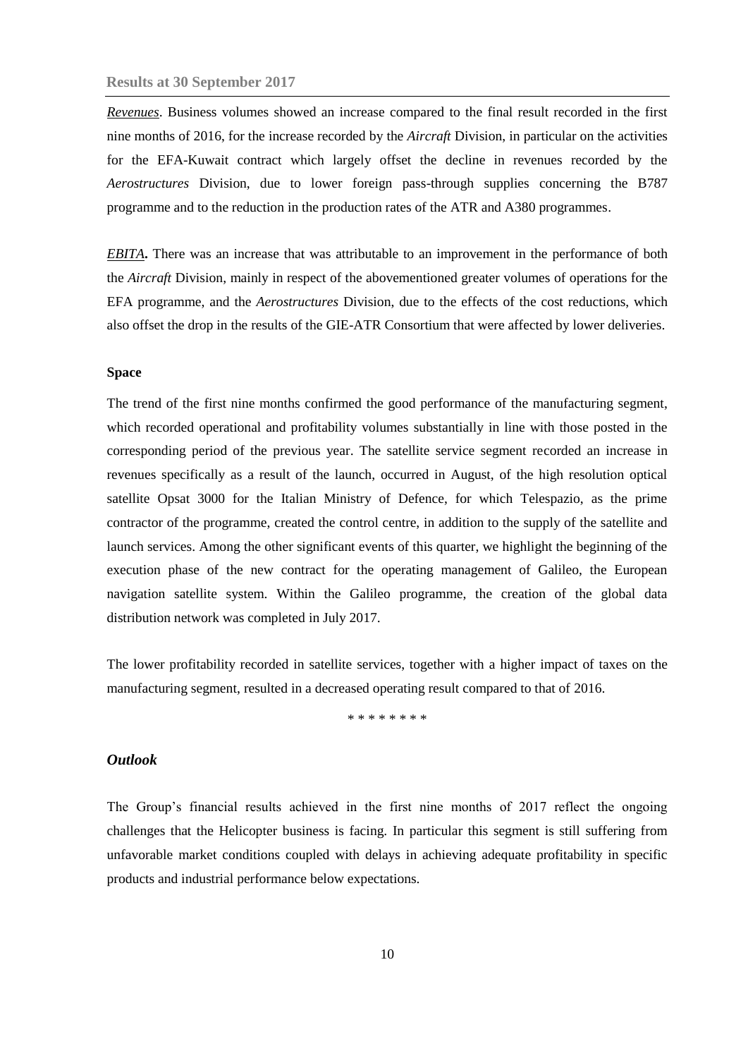*Revenues*. Business volumes showed an increase compared to the final result recorded in the first nine months of 2016, for the increase recorded by the *Aircraft* Division, in particular on the activities for the EFA-Kuwait contract which largely offset the decline in revenues recorded by the *Aerostructures* Division, due to lower foreign pass-through supplies concerning the B787 programme and to the reduction in the production rates of the ATR and A380 programmes.

***EBITA*****.** There was an increase that was attributable to an improvement in the performance of both the *Aircraft* Division, mainly in respect of the abovementioned greater volumes of operations for the EFA programme, and the *Aerostructures* Division, due to the effects of the cost reductions, which also offset the drop in the results of the GIE-ATR Consortium that were affected by lower deliveries.

**Space**

The trend of the first nine months confirmed the good performance of the manufacturing segment, which recorded operational and profitability volumes substantially in line with those posted in the corresponding period of the previous year. The satellite service segment recorded an increase in revenues specifically as a result of the launch, occurred in August, of the high resolution optical satellite Opsat 3000 for the Italian Ministry of Defence, for which Telespazio, as the prime contractor of the programme, created the control centre, in addition to the supply of the satellite and launch services. Among the other significant events of this quarter, we highlight the beginning of the execution phase of the new contract for the operating management of Galileo, the European navigation satellite system. Within the Galileo programme, the creation of the global data distribution network was completed in July 2017.

The lower profitability recorded in satellite services, together with a higher impact of taxes on the manufacturing segment, resulted in a decreased operating result compared to that of 2016.

\* \* \* \* \* \* \* \*

### *Outlook*

The Group's financial results achieved in the first nine months of 2017 reflect the ongoing challenges that the Helicopter business is facing. In particular this segment is still suffering from unfavorable market conditions coupled with delays in achieving adequate profitability in specific products and industrial performance below expectations.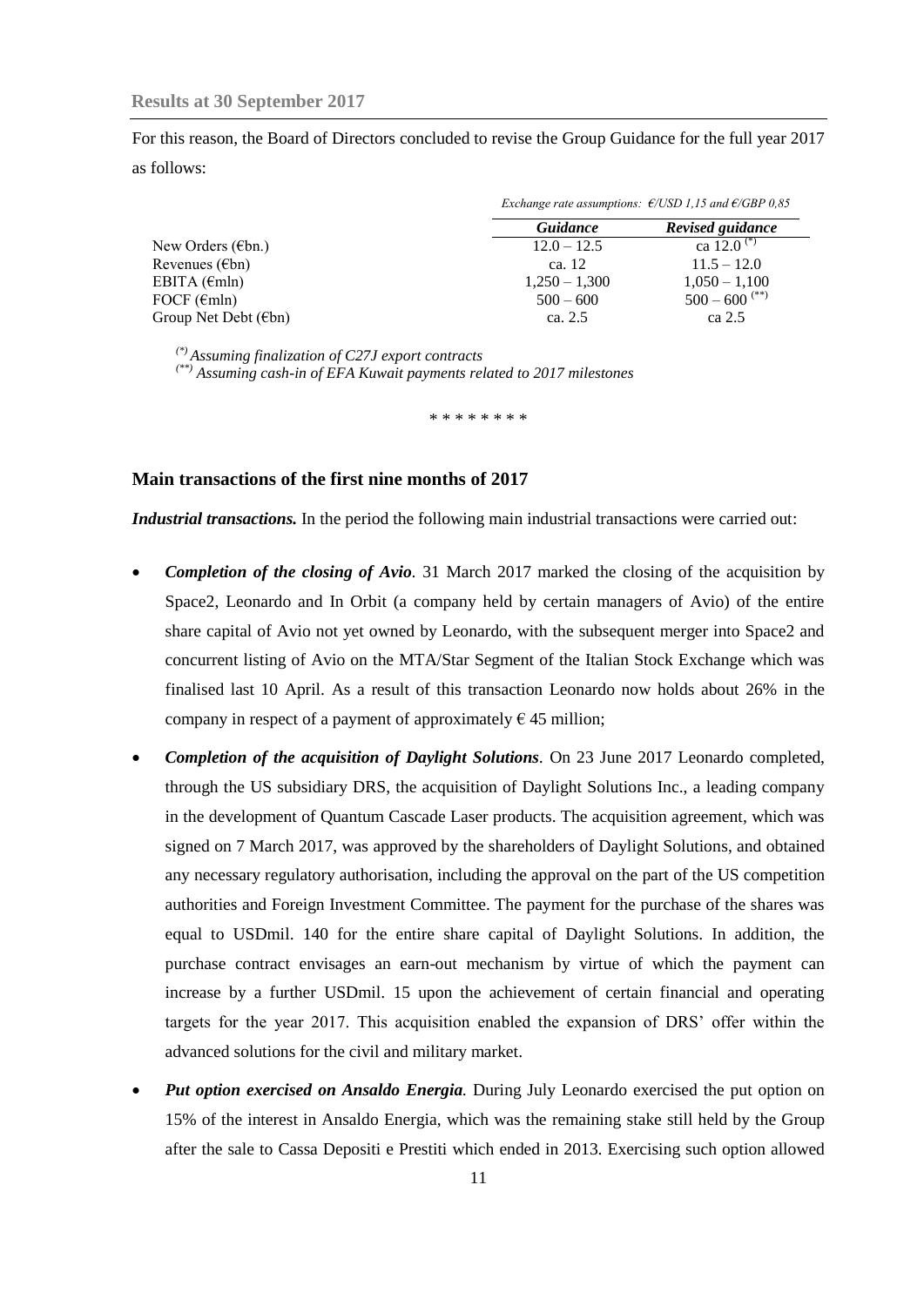For this reason, the Board of Directors concluded to revise the Group Guidance for the full year 2017 as follows:

*Exchange rate assumptions: €/USD 1,15 and €/GBP 0,85*

| | *Guidance* | *Revised guidance* |
|---|---|---|
| New Orders (€bn.) | 12.0 – 12.5 | ca 12.0 (*) |
| Revenues (€bn) | ca. 12 | 11.5 – 12.0 |
| EBITA (€mln) | 1,250 – 1,300 | 1,050 – 1,100 |
| FOCF (€mln) | 500 – 600 | 500 – 600 (**) |
| Group Net Debt (€bn) | ca. 2.5 | ca 2.5 |

*(\*) Assuming finalization of C27J export contracts*
*(\*\*) Assuming cash-in of EFA Kuwait payments related to 2017 milestones*

\* \* \* \* \* \* \* \*

## Main transactions of the first nine months of 2017

***Industrial transactions.*** In the period the following main industrial transactions were carried out:

- ***Completion of the closing of Avio***. 31 March 2017 marked the closing of the acquisition by Space2, Leonardo and In Orbit (a company held by certain managers of Avio) of the entire share capital of Avio not yet owned by Leonardo, with the subsequent merger into Space2 and concurrent listing of Avio on the MTA/Star Segment of the Italian Stock Exchange which was finalised last 10 April. As a result of this transaction Leonardo now holds about 26% in the company in respect of a payment of approximately € 45 million;
- ***Completion of the acquisition of Daylight Solutions***. On 23 June 2017 Leonardo completed, through the US subsidiary DRS, the acquisition of Daylight Solutions Inc., a leading company in the development of Quantum Cascade Laser products. The acquisition agreement, which was signed on 7 March 2017, was approved by the shareholders of Daylight Solutions, and obtained any necessary regulatory authorisation, including the approval on the part of the US competition authorities and Foreign Investment Committee. The payment for the purchase of the shares was equal to USDmil. 140 for the entire share capital of Daylight Solutions. In addition, the purchase contract envisages an earn-out mechanism by virtue of which the payment can increase by a further USDmil. 15 upon the achievement of certain financial and operating targets for the year 2017. This acquisition enabled the expansion of DRS' offer within the advanced solutions for the civil and military market.
- ***Put option exercised on Ansaldo Energia.*** During July Leonardo exercised the put option on 15% of the interest in Ansaldo Energia, which was the remaining stake still held by the Group after the sale to Cassa Depositi e Prestiti which ended in 2013. Exercising such option allowed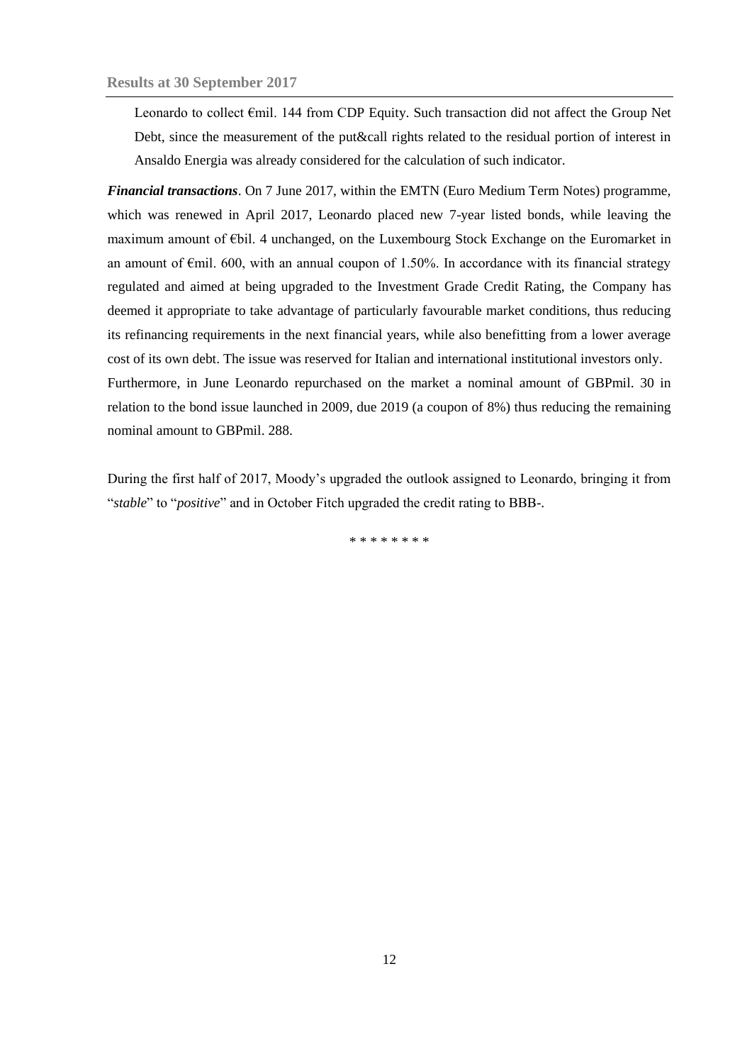Leonardo to collect €mil. 144 from CDP Equity. Such transaction did not affect the Group Net Debt, since the measurement of the put&call rights related to the residual portion of interest in Ansaldo Energia was already considered for the calculation of such indicator.

***Financial transactions***. On 7 June 2017, within the EMTN (Euro Medium Term Notes) programme, which was renewed in April 2017, Leonardo placed new 7-year listed bonds, while leaving the maximum amount of €bil. 4 unchanged, on the Luxembourg Stock Exchange on the Euromarket in an amount of €mil. 600, with an annual coupon of 1.50%. In accordance with its financial strategy regulated and aimed at being upgraded to the Investment Grade Credit Rating, the Company has deemed it appropriate to take advantage of particularly favourable market conditions, thus reducing its refinancing requirements in the next financial years, while also benefitting from a lower average cost of its own debt. The issue was reserved for Italian and international institutional investors only.
Furthermore, in June Leonardo repurchased on the market a nominal amount of GBPmil. 30 in relation to the bond issue launched in 2009, due 2019 (a coupon of 8%) thus reducing the remaining nominal amount to GBPmil. 288.

During the first half of 2017, Moody's upgraded the outlook assigned to Leonardo, bringing it from "*stable*" to "*positive*" and in October Fitch upgraded the credit rating to BBB-.

\* \* \* \* \* \* \* \*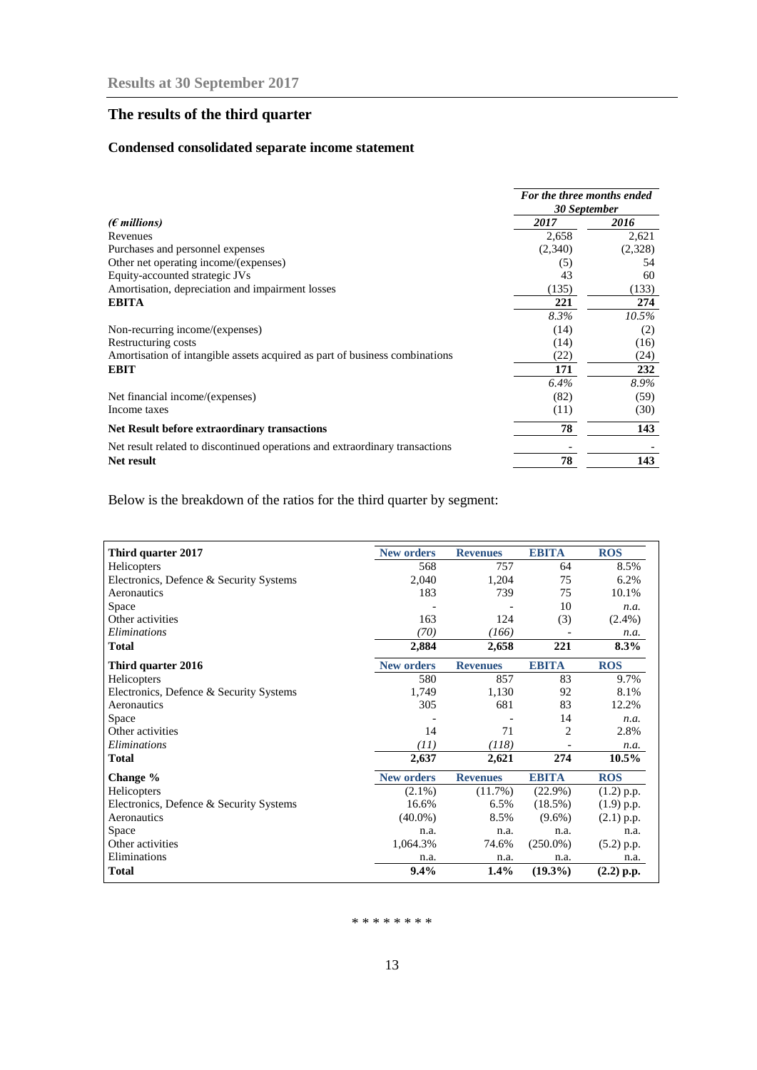**Results at 30 September 2017**

## The results of the third quarter

### Condensed consolidated separate income statement

| *(€ millions)* | *For the three months ended 30 September* 2017 | 2016 |
|---|---|---|
| Revenues | 2,658 | 2,621 |
| Purchases and personnel expenses | (2,340) | (2,328) |
| Other net operating income/(expenses) | (5) | 54 |
| Equity-accounted strategic JVs | 43 | 60 |
| Amortisation, depreciation and impairment losses | (135) | (133) |
| **EBITA** | **221** | **274** |
| | *8.3%* | *10.5%* |
| Non-recurring income/(expenses) | (14) | (2) |
| Restructuring costs | (14) | (16) |
| Amortisation of intangible assets acquired as part of business combinations | (22) | (24) |
| **EBIT** | **171** | **232** |
| | *6.4%* | *8.9%* |
| Net financial income/(expenses) | (82) | (59) |
| Income taxes | (11) | (30) |
| **Net Result before extraordinary transactions** | **78** | **143** |
| Net result related to discontinued operations and extraordinary transactions | - | - |
| **Net result** | **78** | **143** |

Below is the breakdown of the ratios for the third quarter by segment:

| **Third quarter 2017** | **New orders** | **Revenues** | **EBITA** | **ROS** |
|---|---|---|---|---|
| Helicopters | 568 | 757 | 64 | 8.5% |
| Electronics, Defence & Security Systems | 2,040 | 1,204 | 75 | 6.2% |
| Aeronautics | 183 | 739 | 75 | 10.1% |
| Space | - | - | 10 | *n.a.* |
| Other activities | 163 | 124 | (3) | (2.4%) |
| *Eliminations* | *(70)* | *(166)* | - | *n.a.* |
| **Total** | **2,884** | **2,658** | **221** | **8.3%** |
| **Third quarter 2016** | **New orders** | **Revenues** | **EBITA** | **ROS** |
| Helicopters | 580 | 857 | 83 | 9.7% |
| Electronics, Defence & Security Systems | 1,749 | 1,130 | 92 | 8.1% |
| Aeronautics | 305 | 681 | 83 | 12.2% |
| Space | - | - | 14 | *n.a.* |
| Other activities | 14 | 71 | 2 | 2.8% |
| *Eliminations* | *(11)* | *(118)* | - | *n.a.* |
| **Total** | **2,637** | **2,621** | **274** | **10.5%** |
| **Change %** | **New orders** | **Revenues** | **EBITA** | **ROS** |
| Helicopters | (2.1%) | (11.7%) | (22.9%) | (1.2) p.p. |
| Electronics, Defence & Security Systems | 16.6% | 6.5% | (18.5%) | (1.9) p.p. |
| Aeronautics | (40.0%) | 8.5% | (9.6%) | (2.1) p.p. |
| Space | n.a. | n.a. | n.a. | n.a. |
| Other activities | 1,064.3% | 74.6% | (250.0%) | (5.2) p.p. |
| Eliminations | n.a. | n.a. | n.a. | n.a. |
| **Total** | **9.4%** | **1.4%** | **(19.3%)** | **(2.2) p.p.** |

* * * * * * * *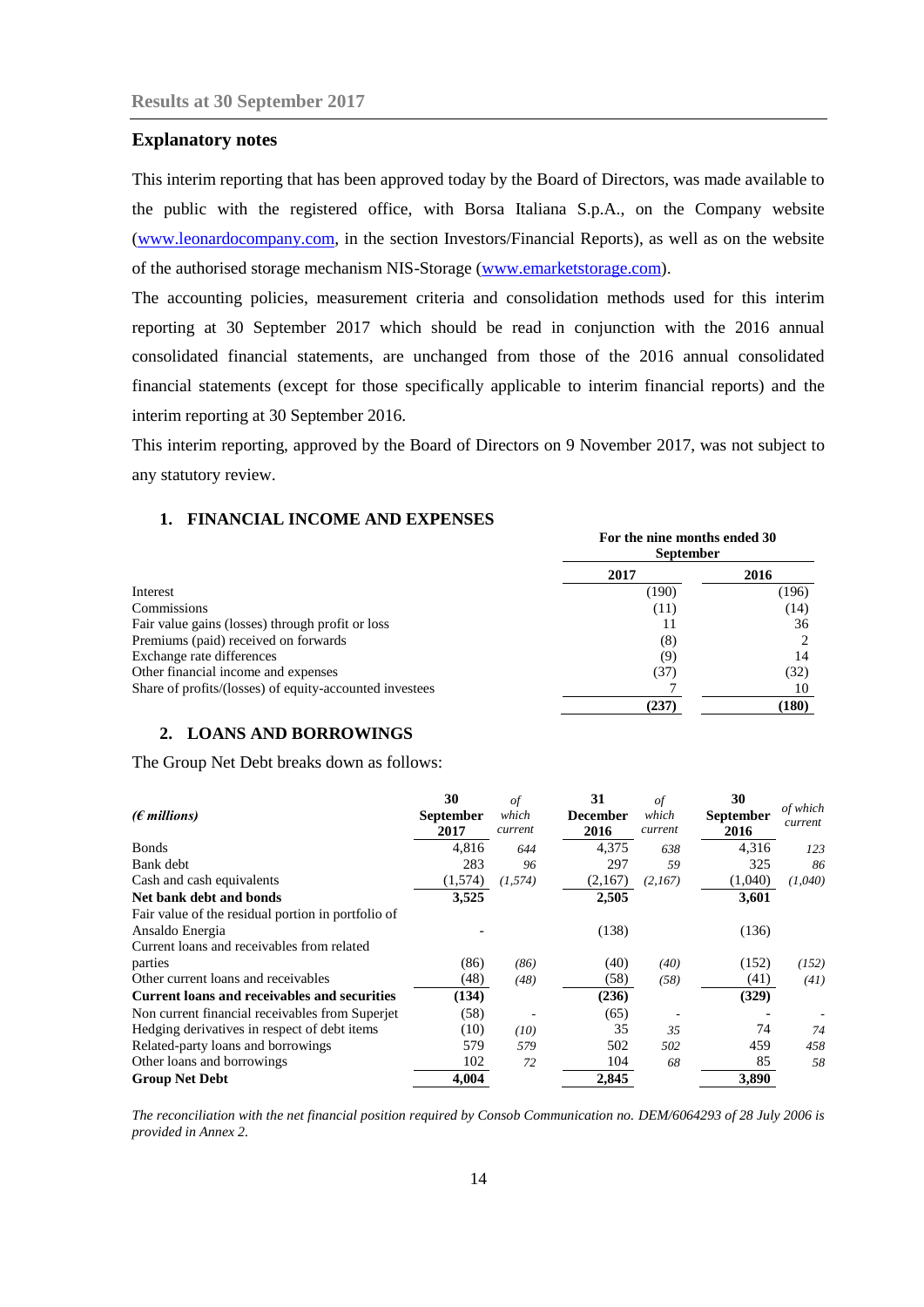Results at 30 September 2017

## Explanatory notes

This interim reporting that has been approved today by the Board of Directors, was made available to the public with the registered office, with Borsa Italiana S.p.A., on the Company website (www.leonardocompany.com, in the section Investors/Financial Reports), as well as on the website of the authorised storage mechanism NIS-Storage (www.emarketstorage.com).

The accounting policies, measurement criteria and consolidation methods used for this interim reporting at 30 September 2017 which should be read in conjunction with the 2016 annual consolidated financial statements, are unchanged from those of the 2016 annual consolidated financial statements (except for those specifically applicable to interim financial reports) and the interim reporting at 30 September 2016.

This interim reporting, approved by the Board of Directors on 9 November 2017, was not subject to any statutory review.

### 1. FINANCIAL INCOME AND EXPENSES

| | For the nine months ended 30 September | |
|---|---|---|
| | **2017** | **2016** |
| Interest | (190) | (196) |
| Commissions | (11) | (14) |
| Fair value gains (losses) through profit or loss | 11 | 36 |
| Premiums (paid) received on forwards | (8) | 2 |
| Exchange rate differences | (9) | 14 |
| Other financial income and expenses | (37) | (32) |
| Share of profits/(losses) of equity-accounted investees | 7 | 10 |
| | **(237)** | **(180)** |

### 2. LOANS AND BORROWINGS

The Group Net Debt breaks down as follows:

| *(€ millions)* | **30 September 2017** | *of which current* | **31 December 2016** | *of which current* | **30 September 2016** | *of which current* |
|---|---|---|---|---|---|---|
| Bonds | 4,816 | *644* | 4,375 | *638* | 4,316 | *123* |
| Bank debt | 283 | *96* | 297 | *59* | 325 | *86* |
| Cash and cash equivalents | (1,574) | *(1,574)* | (2,167) | *(2,167)* | (1,040) | *(1,040)* |
| **Net bank debt and bonds** | **3,525** | | **2,505** | | **3,601** | |
| Fair value of the residual portion in portfolio of Ansaldo Energia | - | | (138) | | (136) | |
| Current loans and receivables from related parties | (86) | *(86)* | (40) | *(40)* | (152) | *(152)* |
| Other current loans and receivables | (48) | *(48)* | (58) | *(58)* | (41) | *(41)* |
| **Current loans and receivables and securities** | **(134)** | | **(236)** | | **(329)** | |
| Non current financial receivables from Superjet | (58) | - | (65) | - | - | - |
| Hedging derivatives in respect of debt items | (10) | *(10)* | 35 | *35* | 74 | *74* |
| Related-party loans and borrowings | 579 | *579* | 502 | *502* | 459 | *458* |
| Other loans and borrowings | 102 | *72* | 104 | *68* | 85 | *58* |
| **Group Net Debt** | **4,004** | | **2,845** | | **3,890** | |

*The reconciliation with the net financial position required by Consob Communication no. DEM/6064293 of 28 July 2006 is provided in Annex 2.*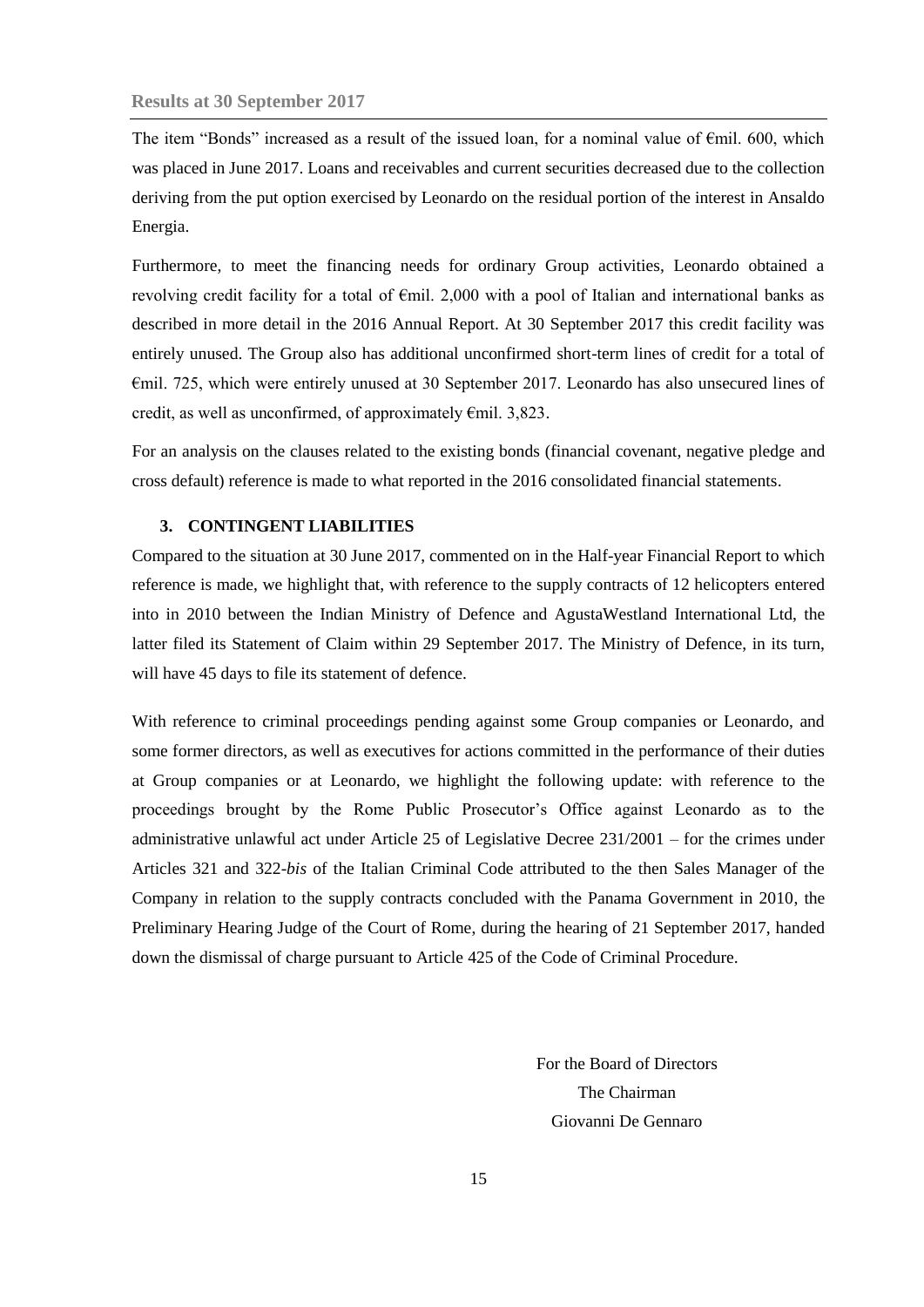The item "Bonds" increased as a result of the issued loan, for a nominal value of €mil. 600, which was placed in June 2017. Loans and receivables and current securities decreased due to the collection deriving from the put option exercised by Leonardo on the residual portion of the interest in Ansaldo Energia.

Furthermore, to meet the financing needs for ordinary Group activities, Leonardo obtained a revolving credit facility for a total of €mil. 2,000 with a pool of Italian and international banks as described in more detail in the 2016 Annual Report. At 30 September 2017 this credit facility was entirely unused. The Group also has additional unconfirmed short-term lines of credit for a total of €mil. 725, which were entirely unused at 30 September 2017. Leonardo has also unsecured lines of credit, as well as unconfirmed, of approximately €mil. 3,823.

For an analysis on the clauses related to the existing bonds (financial covenant, negative pledge and cross default) reference is made to what reported in the 2016 consolidated financial statements.

## 3. CONTINGENT LIABILITIES

Compared to the situation at 30 June 2017, commented on in the Half-year Financial Report to which reference is made, we highlight that, with reference to the supply contracts of 12 helicopters entered into in 2010 between the Indian Ministry of Defence and AgustaWestland International Ltd, the latter filed its Statement of Claim within 29 September 2017. The Ministry of Defence, in its turn, will have 45 days to file its statement of defence.

With reference to criminal proceedings pending against some Group companies or Leonardo, and some former directors, as well as executives for actions committed in the performance of their duties at Group companies or at Leonardo, we highlight the following update: with reference to the proceedings brought by the Rome Public Prosecutor's Office against Leonardo as to the administrative unlawful act under Article 25 of Legislative Decree 231/2001 – for the crimes under Articles 321 and 322-*bis* of the Italian Criminal Code attributed to the then Sales Manager of the Company in relation to the supply contracts concluded with the Panama Government in 2010, the Preliminary Hearing Judge of the Court of Rome, during the hearing of 21 September 2017, handed down the dismissal of charge pursuant to Article 425 of the Code of Criminal Procedure.

For the Board of Directors

The Chairman

Giovanni De Gennaro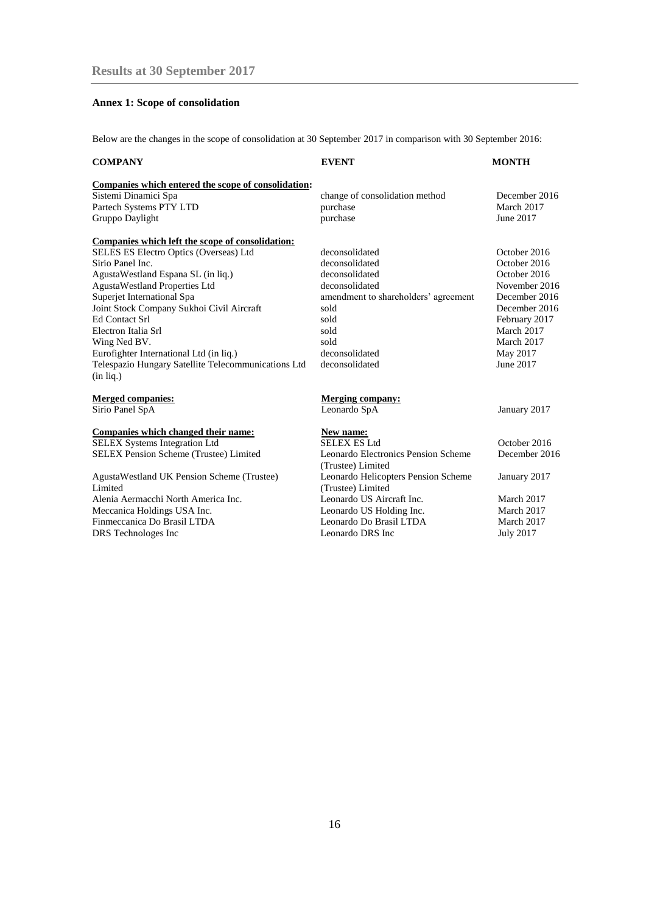## Annex 1: Scope of consolidation

Below are the changes in the scope of consolidation at 30 September 2017 in comparison with 30 September 2016:

| COMPANY | EVENT | MONTH |
|---|---|---|
| **Companies which entered the scope of consolidation:** | | |
| Sistemi Dinamici Spa | change of consolidation method | December 2016 |
| Partech Systems PTY LTD | purchase | March 2017 |
| Gruppo Daylight | purchase | June 2017 |
| **Companies which left the scope of consolidation:** | | |
| SELES ES Electro Optics (Overseas) Ltd | deconsolidated | October 2016 |
| Sirio Panel Inc. | deconsolidated | October 2016 |
| AgustaWestland Espana SL (in liq.) | deconsolidated | October 2016 |
| AgustaWestland Properties Ltd | deconsolidated | November 2016 |
| Superjet International Spa | amendment to shareholders' agreement | December 2016 |
| Joint Stock Company Sukhoi Civil Aircraft | sold | December 2016 |
| Ed Contact Srl | sold | February 2017 |
| Electron Italia Srl | sold | March 2017 |
| Wing Ned BV. | sold | March 2017 |
| Eurofighter International Ltd (in liq.) | deconsolidated | May 2017 |
| Telespazio Hungary Satellite Telecommunications Ltd (in liq.) | deconsolidated | June 2017 |
| **Merged companies:** | **Merging company:** | |
| Sirio Panel SpA | Leonardo SpA | January 2017 |
| **Companies which changed their name:** | **New name:** | |
| SELEX Systems Integration Ltd | SELEX ES Ltd | October 2016 |
| SELEX Pension Scheme (Trustee) Limited | Leonardo Electronics Pension Scheme (Trustee) Limited | December 2016 |
| AgustaWestland UK Pension Scheme (Trustee) Limited | Leonardo Helicopters Pension Scheme (Trustee) Limited | January 2017 |
| Alenia Aermacchi North America Inc. | Leonardo US Aircraft Inc. | March 2017 |
| Meccanica Holdings USA Inc. | Leonardo US Holding Inc. | March 2017 |
| Finmeccanica Do Brasil LTDA | Leonardo Do Brasil LTDA | March 2017 |
| DRS Technologes Inc | Leonardo DRS Inc | July 2017 |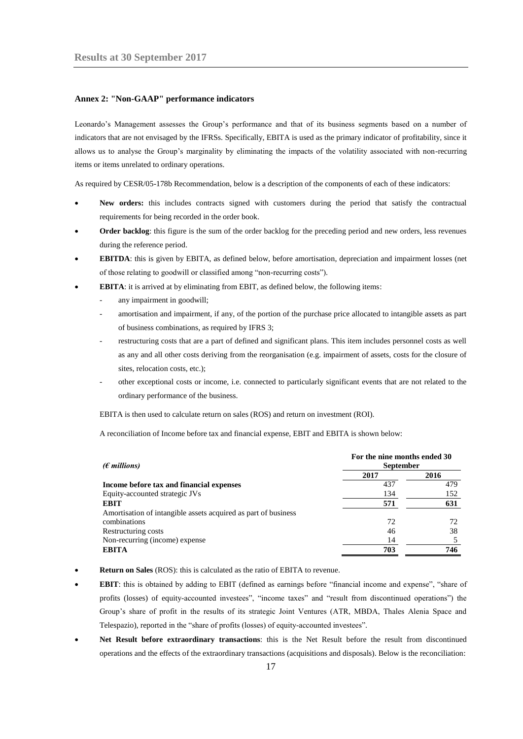## Annex 2: "Non-GAAP" performance indicators

Leonardo's Management assesses the Group's performance and that of its business segments based on a number of indicators that are not envisaged by the IFRSs. Specifically, EBITA is used as the primary indicator of profitability, since it allows us to analyse the Group's marginality by eliminating the impacts of the volatility associated with non-recurring items or items unrelated to ordinary operations.

As required by CESR/05-178b Recommendation, below is a description of the components of each of these indicators:

- **New orders:** this includes contracts signed with customers during the period that satisfy the contractual requirements for being recorded in the order book.
- **Order backlog**: this figure is the sum of the order backlog for the preceding period and new orders, less revenues during the reference period.
- **EBITDA**: this is given by EBITA, as defined below, before amortisation, depreciation and impairment losses (net of those relating to goodwill or classified among "non-recurring costs").
- **EBITA**: it is arrived at by eliminating from EBIT, as defined below, the following items:
  - any impairment in goodwill;
  - amortisation and impairment, if any, of the portion of the purchase price allocated to intangible assets as part of business combinations, as required by IFRS 3;
  - restructuring costs that are a part of defined and significant plans. This item includes personnel costs as well as any and all other costs deriving from the reorganisation (e.g. impairment of assets, costs for the closure of sites, relocation costs, etc.);
  - other exceptional costs or income, i.e. connected to particularly significant events that are not related to the ordinary performance of the business.

  EBITA is then used to calculate return on sales (ROS) and return on investment (ROI).

  A reconciliation of Income before tax and financial expense, EBIT and EBITA is shown below:

| *(€ millions)* | For the nine months ended 30 September | |
|---|---|---|
| | **2017** | **2016** |
| **Income before tax and financial expenses** | 437 | 479 |
| Equity-accounted strategic JVs | 134 | 152 |
| **EBIT** | **571** | **631** |
| Amortisation of intangible assets acquired as part of business combinations | 72 | 72 |
| Restructuring costs | 46 | 38 |
| Non-recurring (income) expense | 14 | 5 |
| **EBITA** | **703** | **746** |

- **Return on Sales** (ROS): this is calculated as the ratio of EBITA to revenue.
- **EBIT**: this is obtained by adding to EBIT (defined as earnings before "financial income and expense", "share of profits (losses) of equity-accounted investees", "income taxes" and "result from discontinued operations") the Group's share of profit in the results of its strategic Joint Ventures (ATR, MBDA, Thales Alenia Space and Telespazio), reported in the "share of profits (losses) of equity-accounted investees".
- **Net Result before extraordinary transactions**: this is the Net Result before the result from discontinued operations and the effects of the extraordinary transactions (acquisitions and disposals). Below is the reconciliation: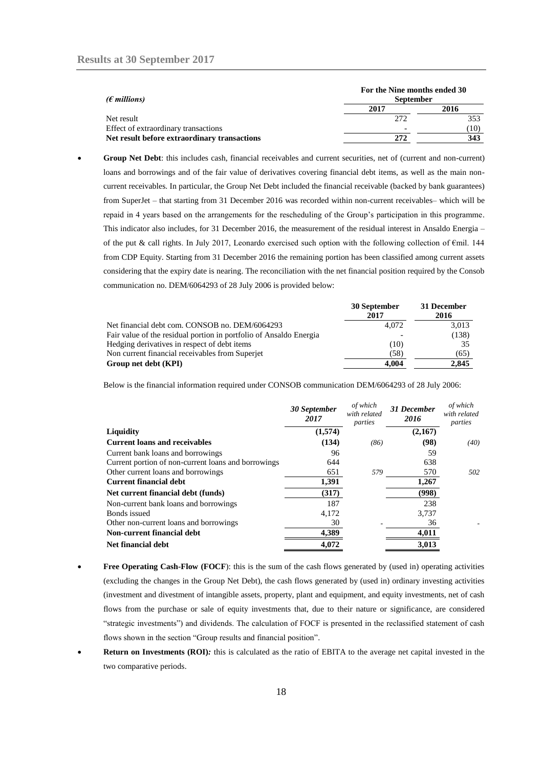| *(€ millions)* | For the Nine months ended 30 September | |
|---|---|---|
| | **2017** | **2016** |
| Net result | 272 | 353 |
| Effect of extraordinary transactions | - | (10) |
| **Net result before extraordinary transactions** | **272** | **343** |

- **Group Net Debt**: this includes cash, financial receivables and current securities, net of (current and non-current) loans and borrowings and of the fair value of derivatives covering financial debt items, as well as the main non-current receivables. In particular, the Group Net Debt included the financial receivable (backed by bank guarantees) from SuperJet – that starting from 31 December 2016 was recorded within non-current receivables– which will be repaid in 4 years based on the arrangements for the rescheduling of the Group's participation in this programme. This indicator also includes, for 31 December 2016, the measurement of the residual interest in Ansaldo Energia – of the put & call rights. In July 2017, Leonardo exercised such option with the following collection of €mil. 144 from CDP Equity. Starting from 31 December 2016 the remaining portion has been classified among current assets considering that the expiry date is nearing. The reconciliation with the net financial position required by the Consob communication no. DEM/6064293 of 28 July 2006 is provided below:

| | **30 September 2017** | **31 December 2016** |
|---|---|---|
| Net financial debt com. CONSOB no. DEM/6064293 | 4,072 | 3,013 |
| Fair value of the residual portion in portfolio of Ansaldo Energia | - | (138) |
| Hedging derivatives in respect of debt items | (10) | 35 |
| Non current financial receivables from Superjet | (58) | (65) |
| **Group net debt (KPI)** | **4,004** | **2,845** |

Below is the financial information required under CONSOB communication DEM/6064293 of 28 July 2006:

| | ***30 September 2017*** | *of which with related parties* | ***31 December 2016*** | *of which with related parties* |
|---|---|---|---|---|
| **Liquidity** | **(1,574)** | | **(2,167)** | |
| **Current loans and receivables** | **(134)** | *(86)* | **(98)** | *(40)* |
| Current bank loans and borrowings | 96 | | 59 | |
| Current portion of non-current loans and borrowings | 644 | | 638 | |
| Other current loans and borrowings | 651 | *579* | 570 | *502* |
| **Current financial debt** | **1,391** | | **1,267** | |
| **Net current financial debt (funds)** | **(317)** | | **(998)** | |
| Non-current bank loans and borrowings | 187 | | 238 | |
| Bonds issued | 4,172 | | 3,737 | |
| Other non-current loans and borrowings | 30 | - | 36 | - |
| **Non-current financial debt** | **4,389** | | **4,011** | |
| **Net financial debt** | **4,072** | | **3,013** | |

- **Free Operating Cash-Flow (FOCF**): this is the sum of the cash flows generated by (used in) operating activities (excluding the changes in the Group Net Debt), the cash flows generated by (used in) ordinary investing activities (investment and divestment of intangible assets, property, plant and equipment, and equity investments, net of cash flows from the purchase or sale of equity investments that, due to their nature or significance, are considered "strategic investments") and dividends. The calculation of FOCF is presented in the reclassified statement of cash flows shown in the section "Group results and financial position".
- **Return on Investments (ROI)***:* this is calculated as the ratio of EBITA to the average net capital invested in the two comparative periods.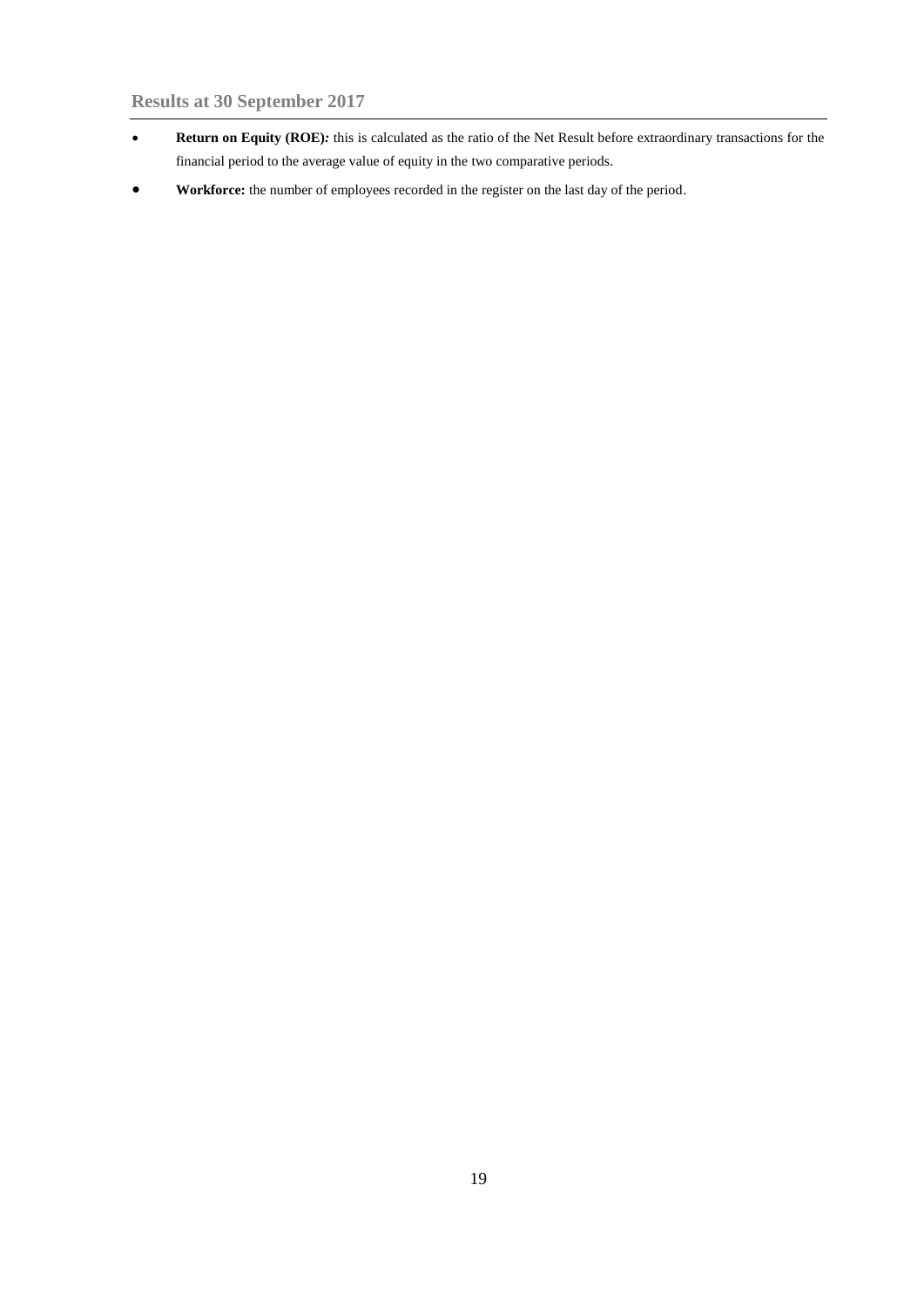- **Return on Equity (ROE)***:* this is calculated as the ratio of the Net Result before extraordinary transactions for the financial period to the average value of equity in the two comparative periods.
- **Workforce:** the number of employees recorded in the register on the last day of the period.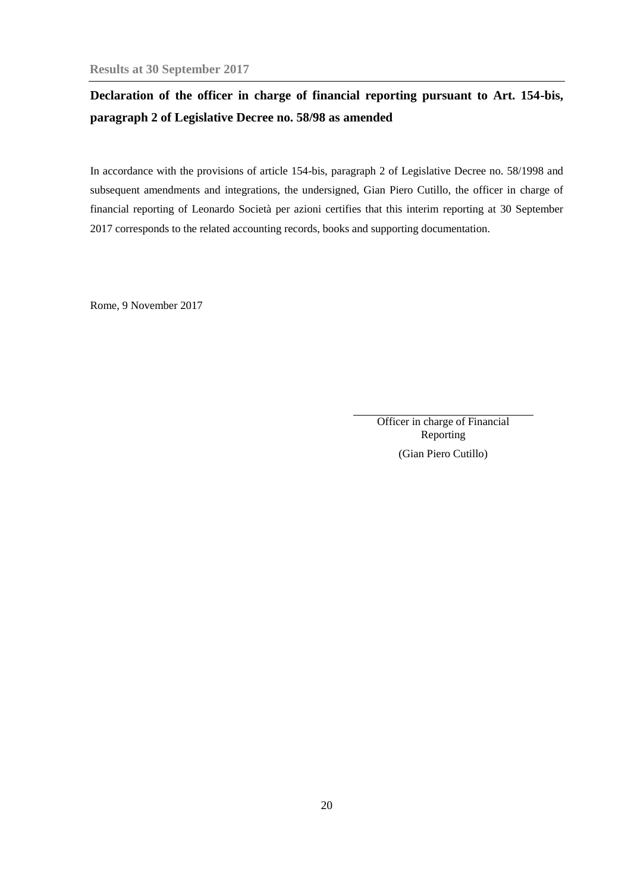## Declaration of the officer in charge of financial reporting pursuant to Art. 154-bis, paragraph 2 of Legislative Decree no. 58/98 as amended

In accordance with the provisions of article 154-bis, paragraph 2 of Legislative Decree no. 58/1998 and subsequent amendments and integrations, the undersigned, Gian Piero Cutillo, the officer in charge of financial reporting of Leonardo Società per azioni certifies that this interim reporting at 30 September 2017 corresponds to the related accounting records, books and supporting documentation.

Rome, 9 November 2017

Officer in charge of Financial Reporting

(Gian Piero Cutillo)